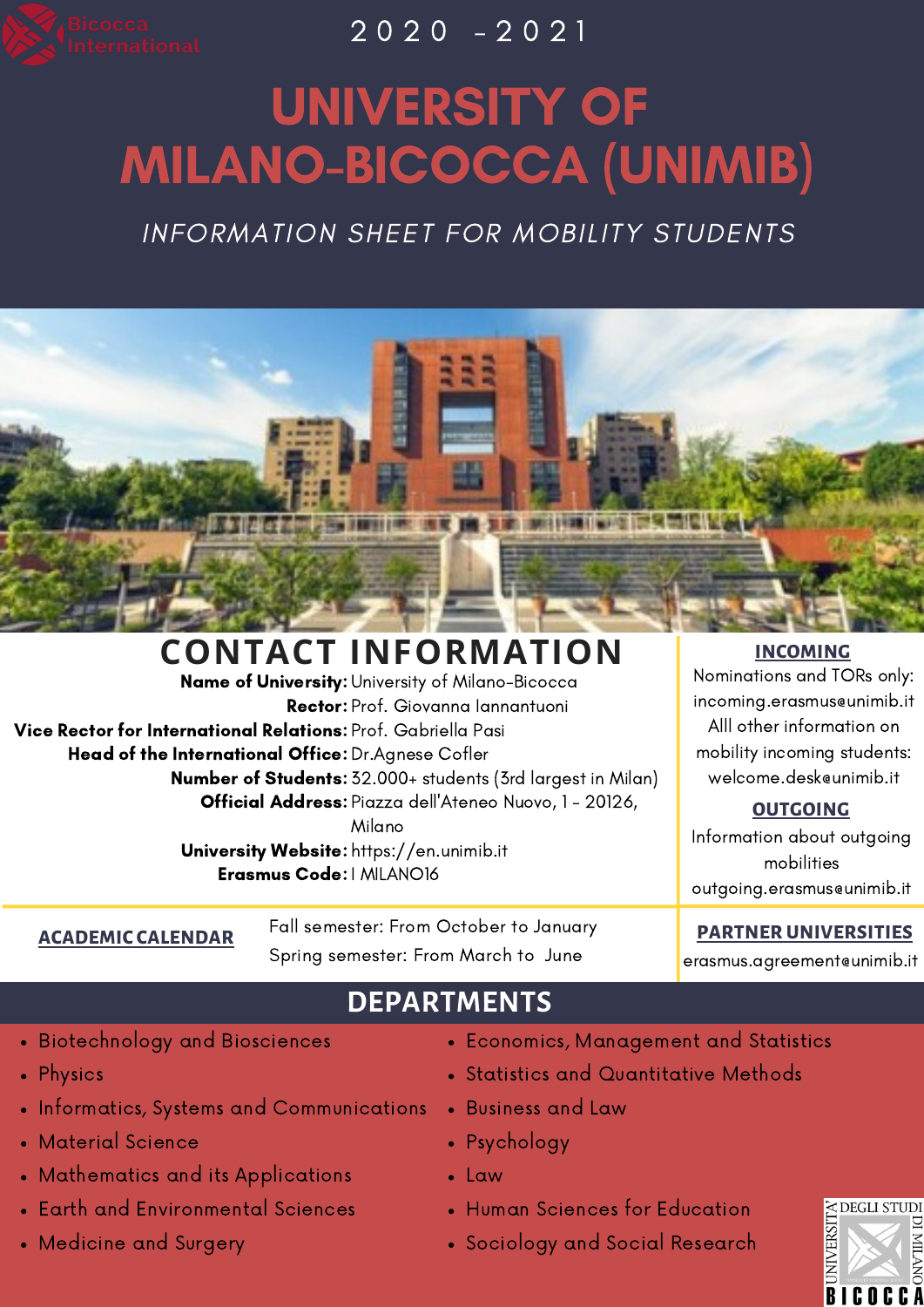Bicocca International

2020 - 2021

# UNIVERSITY OF MILANO-BICOCCA (UNIMIB)

*INFORMATION SHEET FOR MOBILITY STUDENTS*

## CONTACT INFORMATION

**Name of University:** University of Milano-Bicocca
**Rector:** Prof. Giovanna Iannantuoni
**Vice Rector for International Relations:** Prof. Gabriella Pasi
**Head of the International Office:** Dr.Agnese Cofler
**Number of Students:** 32.000+ students (3rd largest in Milan)
**Official Address:** Piazza dell'Ateneo Nuovo, 1 - 20126, Milano
**University Website:** https://en.unimib.it
**Erasmus Code:** I MILANO16

### INCOMING

Nominations and TORs only:
incoming.erasmus@unimib.it
Alll other information on mobility incoming students:
welcome.desk@unimib.it

### OUTGOING

Information about outgoing mobilities
outgoing.erasmus@unimib.it

### ACADEMIC CALENDAR

Fall semester: From October to January
Spring semester: From March to June

### PARTNER UNIVERSITIES

erasmus.agreement@unimib.it

## DEPARTMENTS

- Biotechnology and Biosciences
- Physics
- Informatics, Systems and Communications
- Material Science
- Mathematics and its Applications
- Earth and Environmental Sciences
- Medicine and Surgery
- Economics, Management and Statistics
- Statistics and Quantitative Methods
- Business and Law
- Psychology
- Law
- Human Sciences for Education
- Sociology and Social Research

UNIVERSITÀ DEGLI STUDI DI MILANO BICOCCA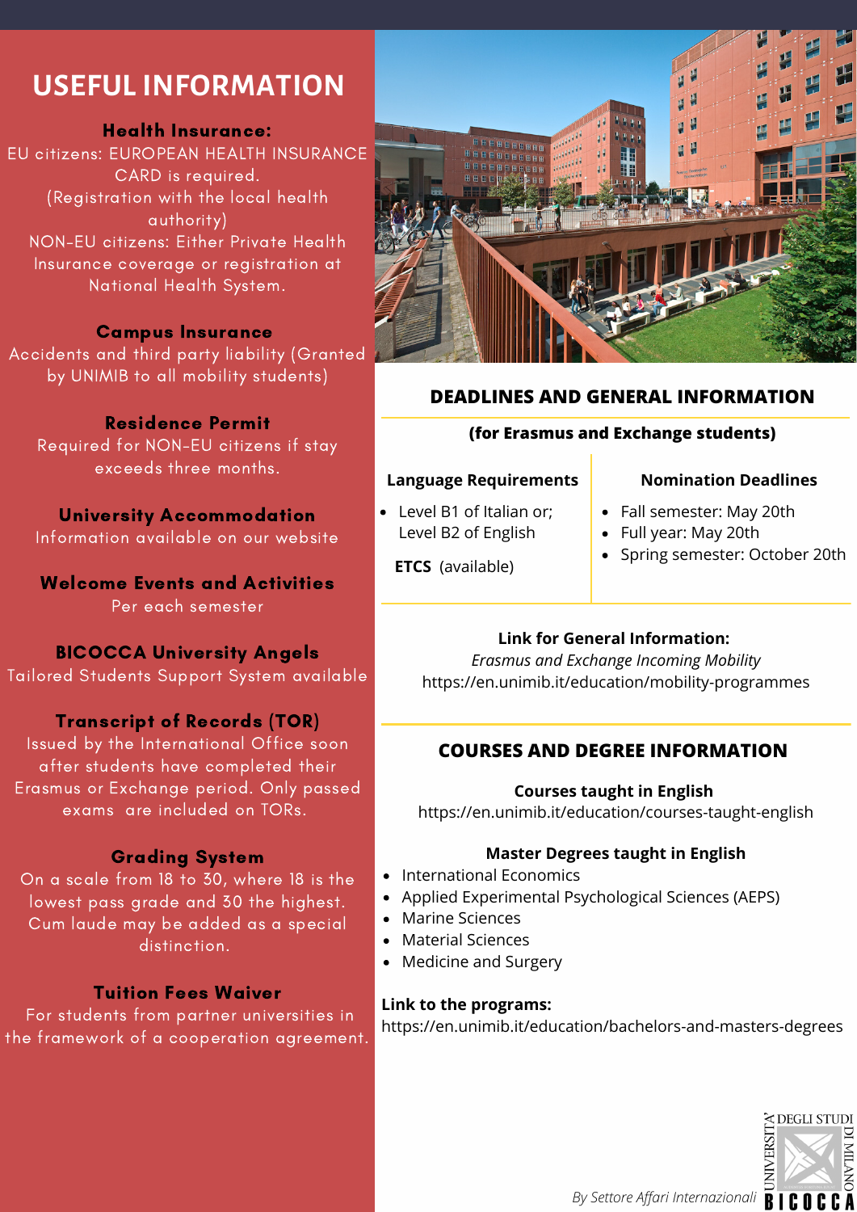# USEFUL INFORMATION

### Health Insurance:

EU citizens: EUROPEAN HEALTH INSURANCE CARD is required.
(Registration with the local health authority)
NON-EU citizens: Either Private Health Insurance coverage or registration at National Health System.

### Campus Insurance

Accidents and third party liability (Granted by UNIMIB to all mobility students)

### Residence Permit

Required for NON-EU citizens if stay exceeds three months.

### University Accommodation

Information available on our website

### Welcome Events and Activities

Per each semester

### BICOCCA University Angels

Tailored Students Support System available

### Transcript of Records (TOR)

Issued by the International Office soon after students have completed their Erasmus or Exchange period. Only passed exams are included on TORs.

### Grading System

On a scale from 18 to 30, where 18 is the lowest pass grade and 30 the highest. Cum laude may be added as a special distinction.

### Tuition Fees Waiver

For students from partner universities in the framework of a cooperation agreement.

## DEADLINES AND GENERAL INFORMATION

**(for Erasmus and Exchange students)**

### Language Requirements

- Level B1 of Italian or; Level B2 of English

**ETCS** (available)

### Nomination Deadlines

- Fall semester: May 20th
- Full year: May 20th
- Spring semester: October 20th

**Link for General Information:**
*Erasmus and Exchange Incoming Mobility*
https://en.unimib.it/education/mobility-programmes

## COURSES AND DEGREE INFORMATION

**Courses taught in English**
https://en.unimib.it/education/courses-taught-english

**Master Degrees taught in English**

- International Economics
- Applied Experimental Psychological Sciences (AEPS)
- Marine Sciences
- Material Sciences
- Medicine and Surgery

**Link to the programs:**
https://en.unimib.it/education/bachelors-and-masters-degrees

*By Settore Affari Internazionali*

UNIVERSITÀ DEGLI STUDI DI MILANO BICOCCA